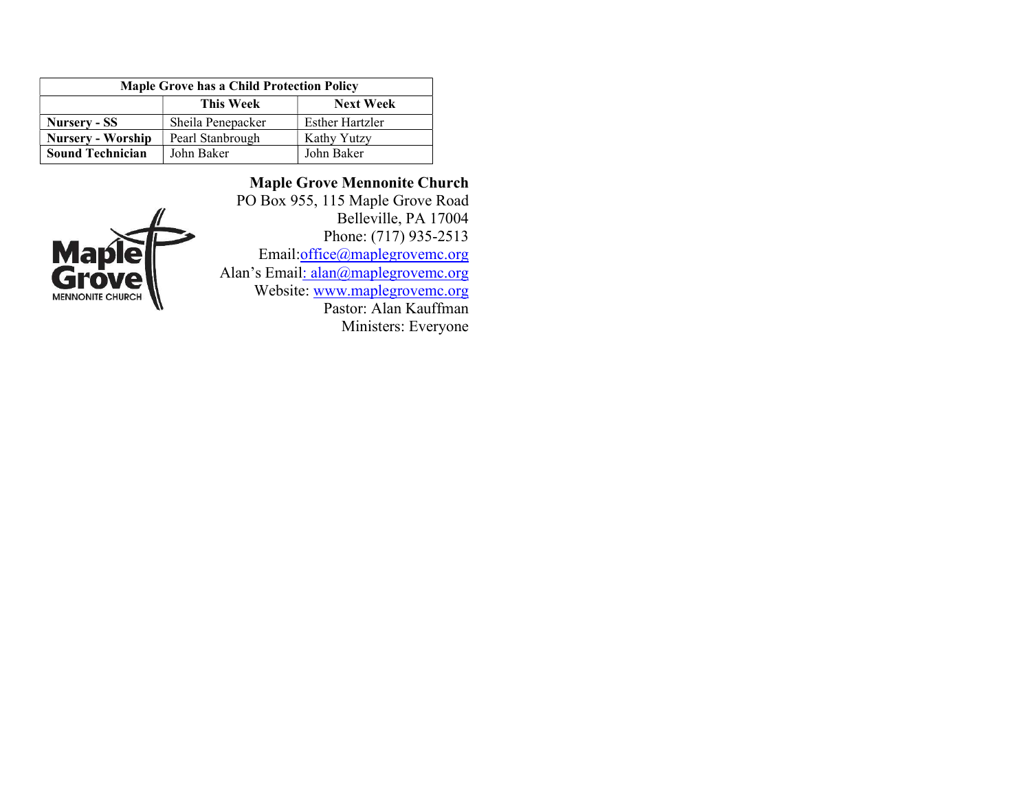| Maple Grove has a Child Protection Policy | | |
|---|---|---|
| | **This Week** | **Next Week** |
| **Nursery - SS** | Sheila Penepacker | Esther Hartzler |
| **Nursery - Worship** | Pearl Stanbrough | Kathy Yutzy |
| **Sound Technician** | John Baker | John Baker |

Maple Grove
MENNONITE CHURCH

**Maple Grove Mennonite Church**
PO Box 955, 115 Maple Grove Road
Belleville, PA 17004
Phone: (717) 935-2513
Email:office@maplegrovemc.org
Alan's Email: alan@maplegrovemc.org
Website: www.maplegrovemc.org
Pastor: Alan Kauffman
Ministers: Everyone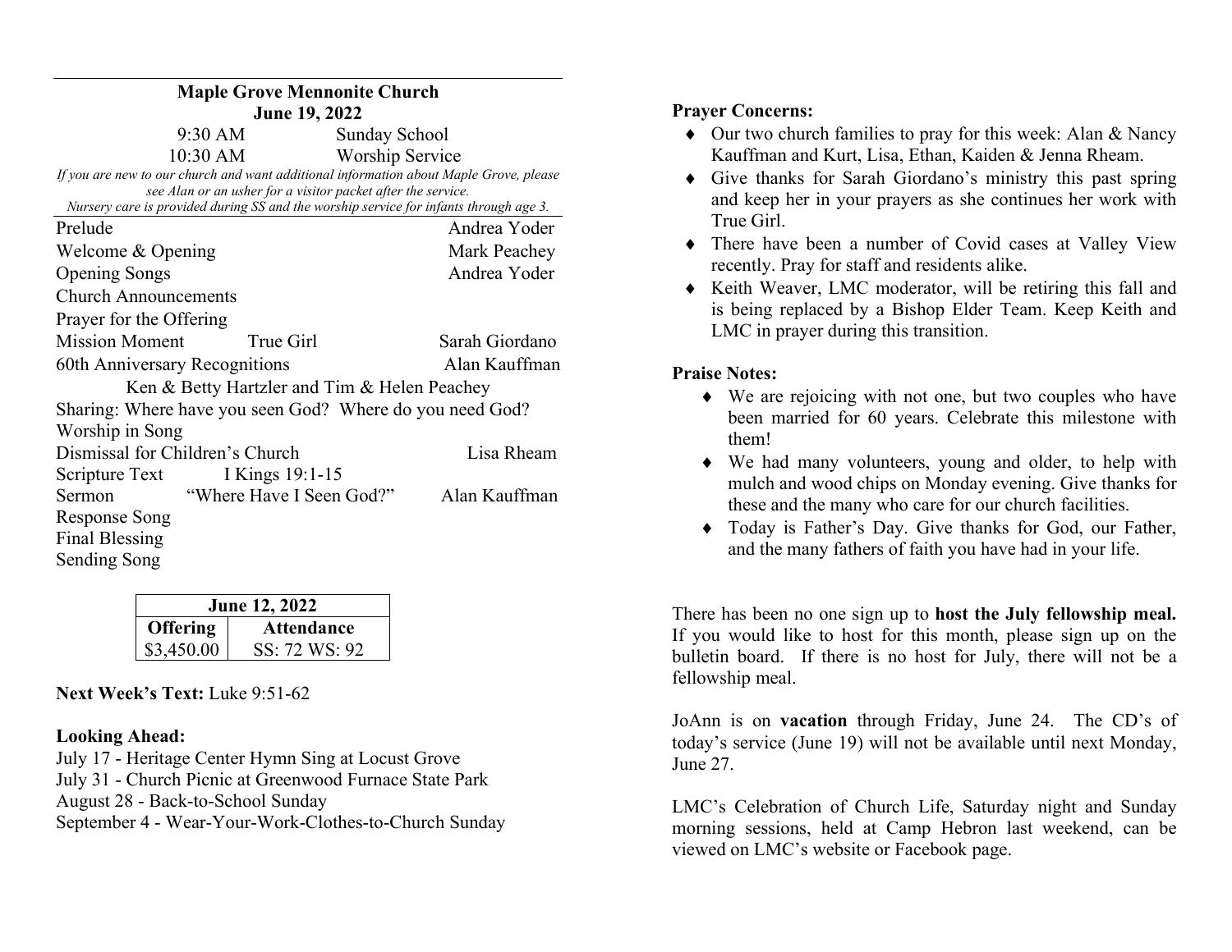**Maple Grove Mennonite Church**
**June 19, 2022**

9:30 AM Sunday School
10:30 AM Worship Service

*If you are new to our church and want additional information about Maple Grove, please see Alan or an usher for a visitor packet after the service.*
*Nursery care is provided during SS and the worship service for infants through age 3.*

Prelude — Andrea Yoder
Welcome & Opening — Mark Peachey
Opening Songs — Andrea Yoder
Church Announcements
Prayer for the Offering
Mission Moment — True Girl — Sarah Giordano
60th Anniversary Recognitions — Alan Kauffman
Ken & Betty Hartzler and Tim & Helen Peachey
Sharing: Where have you seen God? Where do you need God?
Worship in Song
Dismissal for Children's Church — Lisa Rheam
Scripture Text — I Kings 19:1-15
Sermon — "Where Have I Seen God?" — Alan Kauffman
Response Song
Final Blessing
Sending Song

| June 12, 2022 | |
|---|---|
| **Offering** | **Attendance** |
| $3,450.00 | SS: 72 WS: 92 |

**Next Week's Text:** Luke 9:51-62

**Looking Ahead:**
July 17 - Heritage Center Hymn Sing at Locust Grove
July 31 - Church Picnic at Greenwood Furnace State Park
August 28 - Back-to-School Sunday
September 4 - Wear-Your-Work-Clothes-to-Church Sunday

**Prayer Concerns:**

- Our two church families to pray for this week: Alan & Nancy Kauffman and Kurt, Lisa, Ethan, Kaiden & Jenna Rheam.
- Give thanks for Sarah Giordano's ministry this past spring and keep her in your prayers as she continues her work with True Girl.
- There have been a number of Covid cases at Valley View recently. Pray for staff and residents alike.
- Keith Weaver, LMC moderator, will be retiring this fall and is being replaced by a Bishop Elder Team. Keep Keith and LMC in prayer during this transition.

**Praise Notes:**

- We are rejoicing with not one, but two couples who have been married for 60 years. Celebrate this milestone with them!
- We had many volunteers, young and older, to help with mulch and wood chips on Monday evening. Give thanks for these and the many who care for our church facilities.
- Today is Father's Day. Give thanks for God, our Father, and the many fathers of faith you have had in your life.

There has been no one sign up to **host the July fellowship meal.** If you would like to host for this month, please sign up on the bulletin board. If there is no host for July, there will not be a fellowship meal.

JoAnn is on **vacation** through Friday, June 24. The CD's of today's service (June 19) will not be available until next Monday, June 27.

LMC's Celebration of Church Life, Saturday night and Sunday morning sessions, held at Camp Hebron last weekend, can be viewed on LMC's website or Facebook page.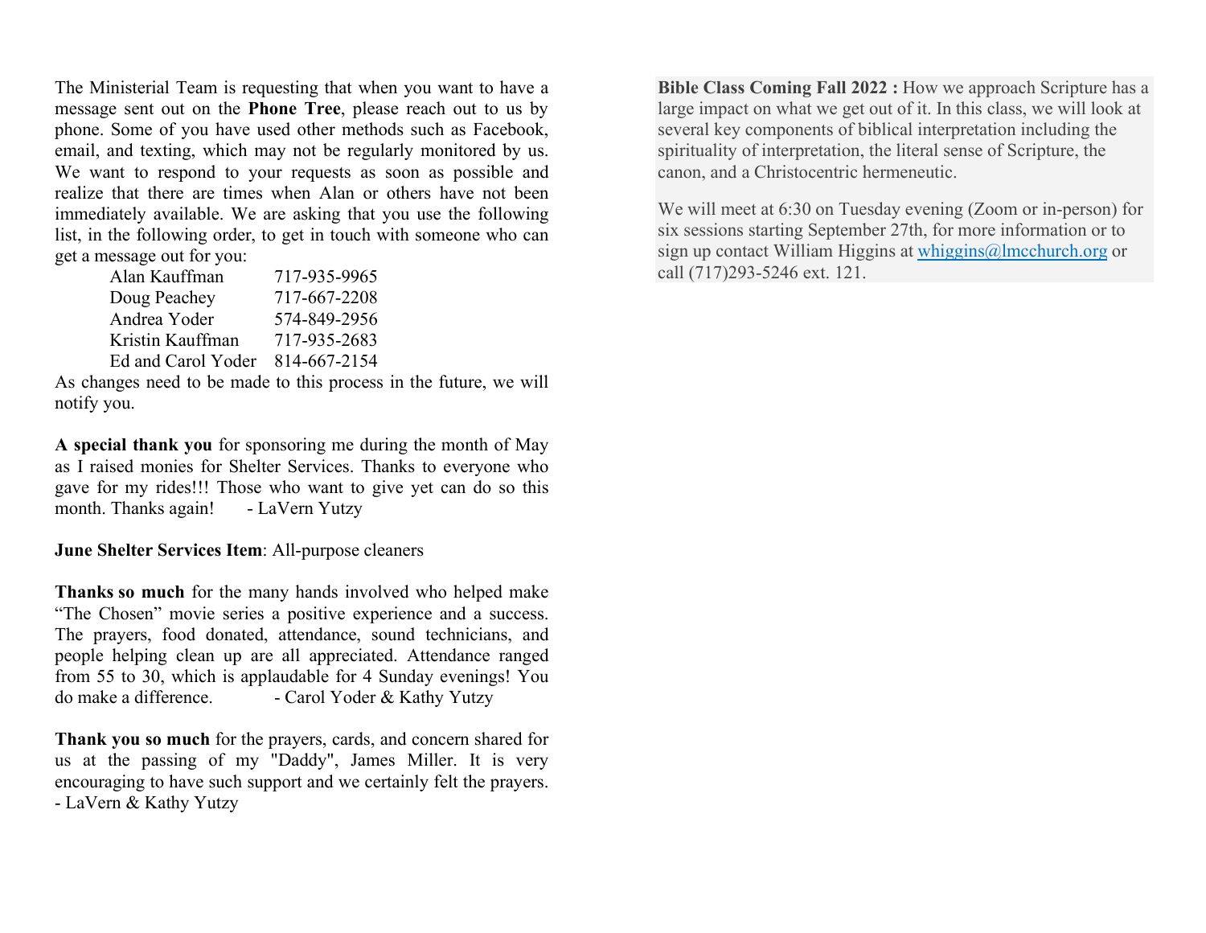The Ministerial Team is requesting that when you want to have a message sent out on the **Phone Tree**, please reach out to us by phone. Some of you have used other methods such as Facebook, email, and texting, which may not be regularly monitored by us. We want to respond to your requests as soon as possible and realize that there are times when Alan or others have not been immediately available. We are asking that you use the following list, in the following order, to get in touch with someone who can get a message out for you:

| | |
|---|---|
| Alan Kauffman | 717-935-9965 |
| Doug Peachey | 717-667-2208 |
| Andrea Yoder | 574-849-2956 |
| Kristin Kauffman | 717-935-2683 |
| Ed and Carol Yoder | 814-667-2154 |

As changes need to be made to this process in the future, we will notify you.

**A special thank you** for sponsoring me during the month of May as I raised monies for Shelter Services. Thanks to everyone who gave for my rides!!! Those who want to give yet can do so this month. Thanks again! - LaVern Yutzy

**June Shelter Services Item**: All-purpose cleaners

**Thanks so much** for the many hands involved who helped make "The Chosen" movie series a positive experience and a success. The prayers, food donated, attendance, sound technicians, and people helping clean up are all appreciated. Attendance ranged from 55 to 30, which is applaudable for 4 Sunday evenings! You do make a difference. - Carol Yoder & Kathy Yutzy

**Thank you so much** for the prayers, cards, and concern shared for us at the passing of my "Daddy", James Miller. It is very encouraging to have such support and we certainly felt the prayers. - LaVern & Kathy Yutzy

**Bible Class Coming Fall 2022 :** How we approach Scripture has a large impact on what we get out of it. In this class, we will look at several key components of biblical interpretation including the spirituality of interpretation, the literal sense of Scripture, the canon, and a Christocentric hermeneutic.

We will meet at 6:30 on Tuesday evening (Zoom or in-person) for six sessions starting September 27th, for more information or to sign up contact William Higgins at whiggins@lmcchurch.org or call (717)293-5246 ext. 121.